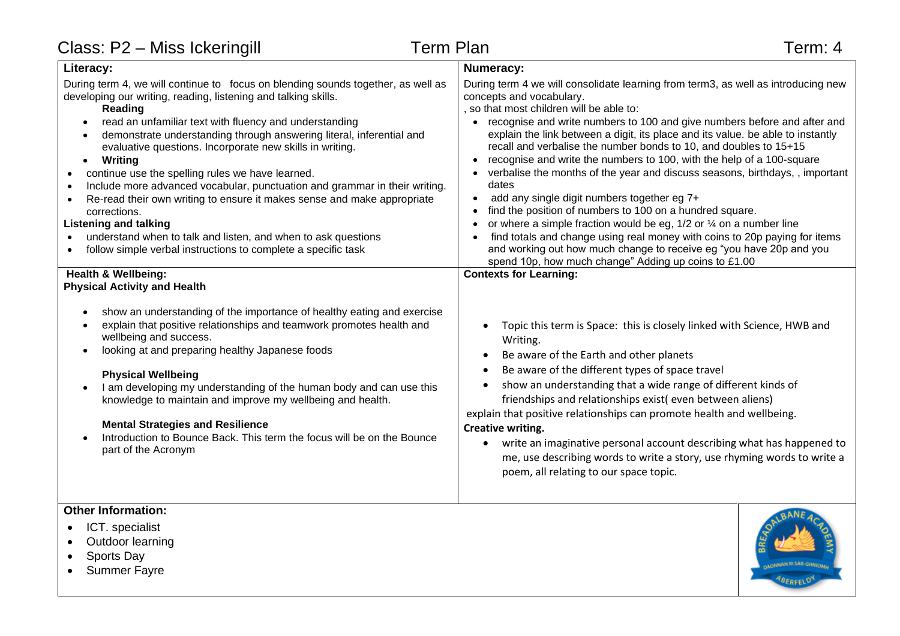# Class: P2 – Miss Ickeringill | Term Plan | Term: 4

## Literacy:

During term 4, we will continue to focus on blending sounds together, as well as developing our writing, reading, listening and talking skills.

**Reading**

- read an unfamiliar text with fluency and understanding
- demonstrate understanding through answering literal, inferential and evaluative questions. Incorporate new skills in writing.
- **Writing**
- continue use the spelling rules we have learned.
- Include more advanced vocabular, punctuation and grammar in their writing.
- Re-read their own writing to ensure it makes sense and make appropriate corrections.

**Listening and talking**

- understand when to talk and listen, and when to ask questions
- follow simple verbal instructions to complete a specific task

## Numeracy:

During term 4 we will consolidate learning from term3, as well as introducing new concepts and vocabulary.

, so that most children will be able to:

- recognise and write numbers to 100 and give numbers before and after and explain the link between a digit, its place and its value. be able to instantly recall and verbalise the number bonds to 10, and doubles to 15+15
- recognise and write the numbers to 100, with the help of a 100-square
- verbalise the months of the year and discuss seasons, birthdays, , important dates
- add any single digit numbers together eg 7+
- find the position of numbers to 100 on a hundred square.
- or where a simple fraction would be eg, 1/2 or ¼ on a number line
- find totals and change using real money with coins to 20p paying for items and working out how much change to receive eg "you have 20p and you spend 10p, how much change" Adding up coins to £1.00

## Health & Wellbeing:

**Physical Activity and Health**

- show an understanding of the importance of healthy eating and exercise
- explain that positive relationships and teamwork promotes health and wellbeing and success.
- looking at and preparing healthy Japanese foods

**Physical Wellbeing**

- I am developing my understanding of the human body and can use this knowledge to maintain and improve my wellbeing and health.

**Mental Strategies and Resilience**

- Introduction to Bounce Back. This term the focus will be on the Bounce part of the Acronym

## Contexts for Learning:

- Topic this term is Space: this is closely linked with Science, HWB and Writing.
- Be aware of the Earth and other planets
- Be aware of the different types of space travel
- show an understanding that a wide range of different kinds of friendships and relationships exist( even between aliens)

explain that positive relationships can promote health and wellbeing.

**Creative writing.**

- write an imaginative personal account describing what has happened to me, use describing words to write a story, use rhyming words to write a poem, all relating to our space topic.

## Other Information:

- ICT. specialist
- Outdoor learning
- Sports Day
- Summer Fayre